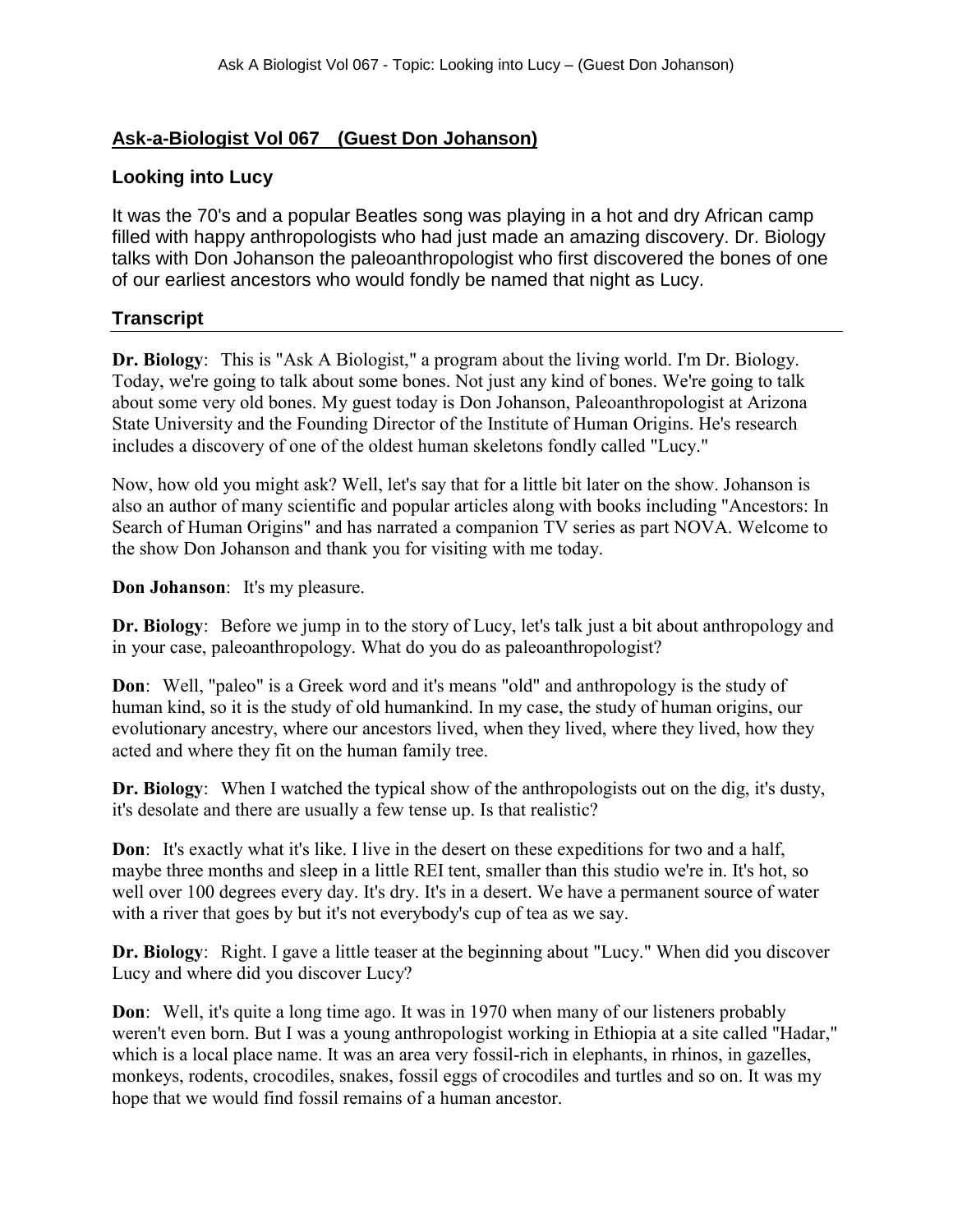## Ask-a-Biologist Vol 067 (Guest Don Johanson)

### Looking into Lucy

It was the 70's and a popular Beatles song was playing in a hot and dry African camp filled with happy anthropologists who had just made an amazing discovery. Dr. Biology talks with Don Johanson the paleoanthropologist who first discovered the bones of one of our earliest ancestors who would fondly be named that night as Lucy.

### Transcript

**Dr. Biology**: This is "Ask A Biologist," a program about the living world. I'm Dr. Biology. Today, we're going to talk about some bones. Not just any kind of bones. We're going to talk about some very old bones. My guest today is Don Johanson, Paleoanthropologist at Arizona State University and the Founding Director of the Institute of Human Origins. He's research includes a discovery of one of the oldest human skeletons fondly called "Lucy."

Now, how old you might ask? Well, let's say that for a little bit later on the show. Johanson is also an author of many scientific and popular articles along with books including "Ancestors: In Search of Human Origins" and has narrated a companion TV series as part NOVA. Welcome to the show Don Johanson and thank you for visiting with me today.

**Don Johanson**: It's my pleasure.

**Dr. Biology**: Before we jump in to the story of Lucy, let's talk just a bit about anthropology and in your case, paleoanthropology. What do you do as paleoanthropologist?

**Don**: Well, "paleo" is a Greek word and it's means "old" and anthropology is the study of human kind, so it is the study of old humankind. In my case, the study of human origins, our evolutionary ancestry, where our ancestors lived, when they lived, where they lived, how they acted and where they fit on the human family tree.

**Dr. Biology**: When I watched the typical show of the anthropologists out on the dig, it's dusty, it's desolate and there are usually a few tense up. Is that realistic?

**Don**: It's exactly what it's like. I live in the desert on these expeditions for two and a half, maybe three months and sleep in a little REI tent, smaller than this studio we're in. It's hot, so well over 100 degrees every day. It's dry. It's in a desert. We have a permanent source of water with a river that goes by but it's not everybody's cup of tea as we say.

**Dr. Biology**: Right. I gave a little teaser at the beginning about "Lucy." When did you discover Lucy and where did you discover Lucy?

**Don**: Well, it's quite a long time ago. It was in 1970 when many of our listeners probably weren't even born. But I was a young anthropologist working in Ethiopia at a site called "Hadar," which is a local place name. It was an area very fossil-rich in elephants, in rhinos, in gazelles, monkeys, rodents, crocodiles, snakes, fossil eggs of crocodiles and turtles and so on. It was my hope that we would find fossil remains of a human ancestor.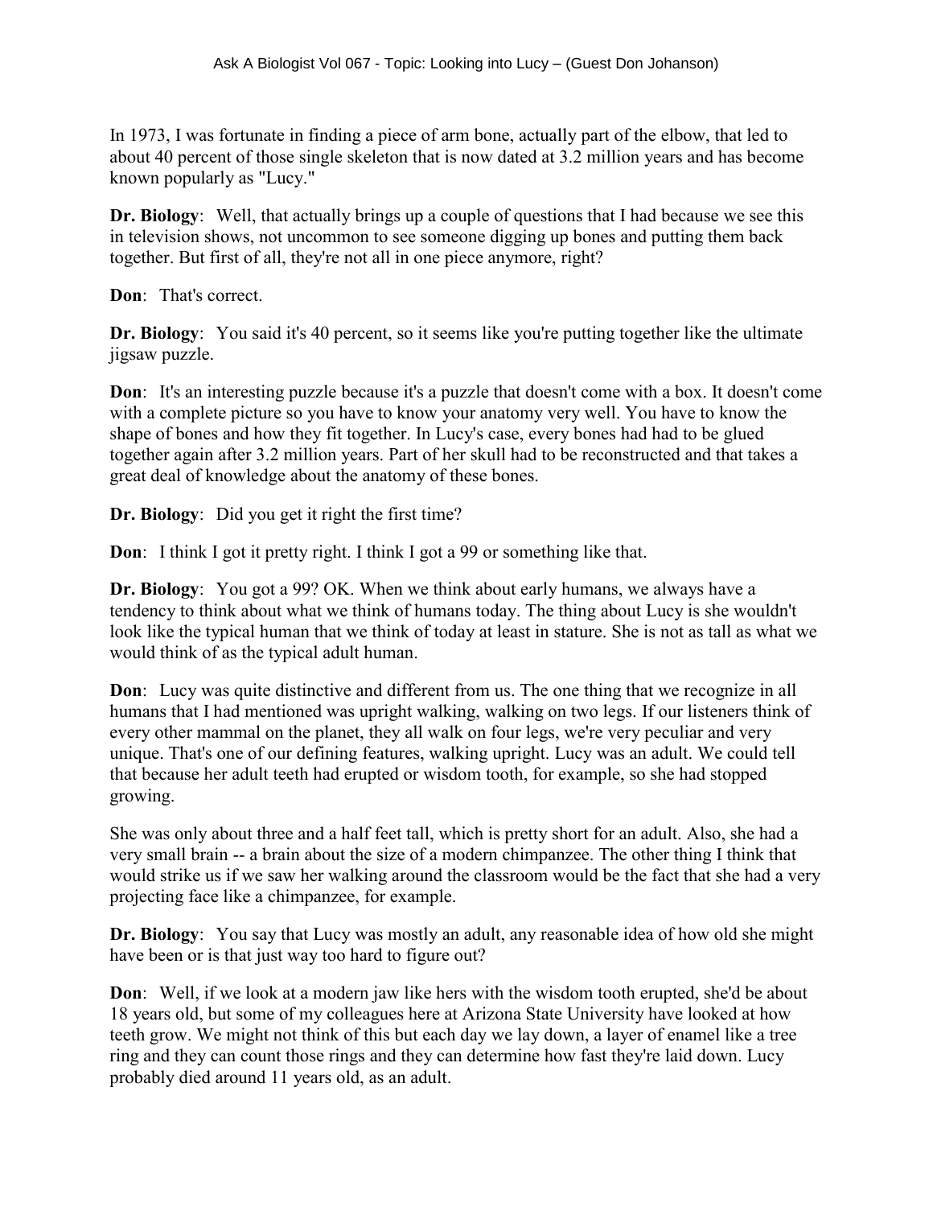In 1973, I was fortunate in finding a piece of arm bone, actually part of the elbow, that led to about 40 percent of those single skeleton that is now dated at 3.2 million years and has become known popularly as "Lucy."

**Dr. Biology**: Well, that actually brings up a couple of questions that I had because we see this in television shows, not uncommon to see someone digging up bones and putting them back together. But first of all, they're not all in one piece anymore, right?

**Don**: That's correct.

**Dr. Biology**: You said it's 40 percent, so it seems like you're putting together like the ultimate jigsaw puzzle.

**Don**: It's an interesting puzzle because it's a puzzle that doesn't come with a box. It doesn't come with a complete picture so you have to know your anatomy very well. You have to know the shape of bones and how they fit together. In Lucy's case, every bones had had to be glued together again after 3.2 million years. Part of her skull had to be reconstructed and that takes a great deal of knowledge about the anatomy of these bones.

**Dr. Biology**: Did you get it right the first time?

**Don**: I think I got it pretty right. I think I got a 99 or something like that.

**Dr. Biology**: You got a 99? OK. When we think about early humans, we always have a tendency to think about what we think of humans today. The thing about Lucy is she wouldn't look like the typical human that we think of today at least in stature. She is not as tall as what we would think of as the typical adult human.

**Don**: Lucy was quite distinctive and different from us. The one thing that we recognize in all humans that I had mentioned was upright walking, walking on two legs. If our listeners think of every other mammal on the planet, they all walk on four legs, we're very peculiar and very unique. That's one of our defining features, walking upright. Lucy was an adult. We could tell that because her adult teeth had erupted or wisdom tooth, for example, so she had stopped growing.

She was only about three and a half feet tall, which is pretty short for an adult. Also, she had a very small brain -- a brain about the size of a modern chimpanzee. The other thing I think that would strike us if we saw her walking around the classroom would be the fact that she had a very projecting face like a chimpanzee, for example.

**Dr. Biology**: You say that Lucy was mostly an adult, any reasonable idea of how old she might have been or is that just way too hard to figure out?

**Don**: Well, if we look at a modern jaw like hers with the wisdom tooth erupted, she'd be about 18 years old, but some of my colleagues here at Arizona State University have looked at how teeth grow. We might not think of this but each day we lay down, a layer of enamel like a tree ring and they can count those rings and they can determine how fast they're laid down. Lucy probably died around 11 years old, as an adult.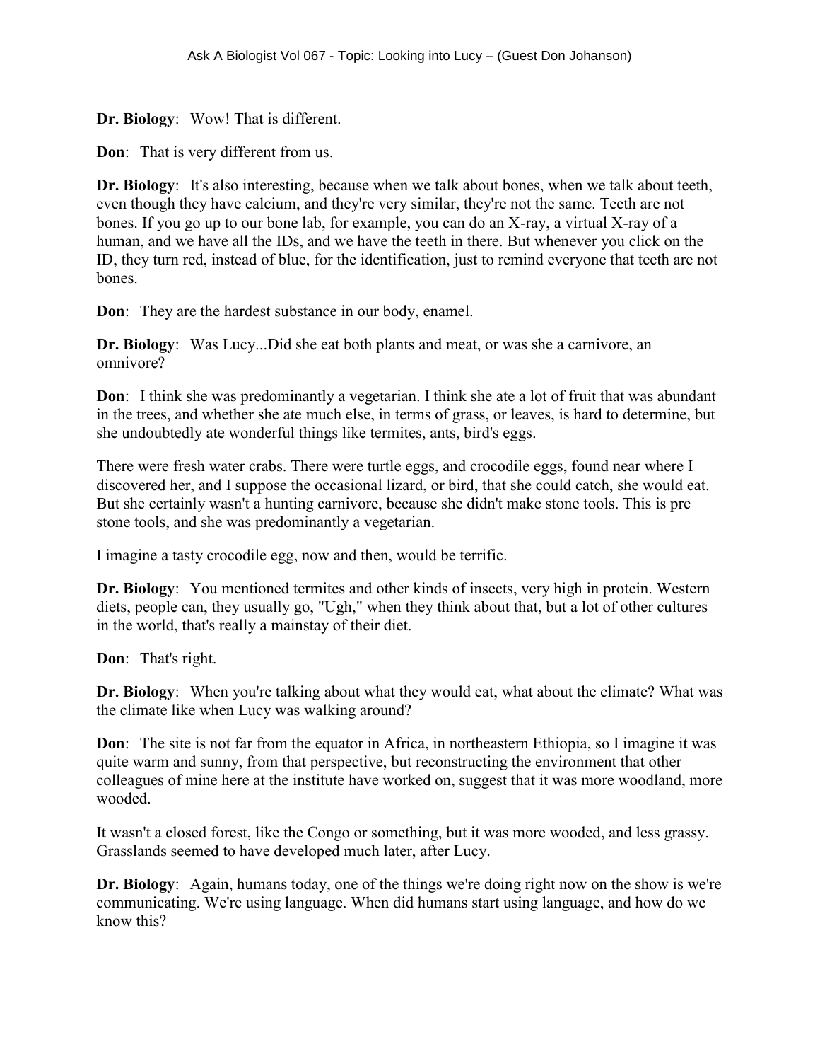**Dr. Biology**: Wow! That is different.

**Don**: That is very different from us.

**Dr. Biology**: It's also interesting, because when we talk about bones, when we talk about teeth, even though they have calcium, and they're very similar, they're not the same. Teeth are not bones. If you go up to our bone lab, for example, you can do an X-ray, a virtual X-ray of a human, and we have all the IDs, and we have the teeth in there. But whenever you click on the ID, they turn red, instead of blue, for the identification, just to remind everyone that teeth are not bones.

**Don**: They are the hardest substance in our body, enamel.

**Dr. Biology**: Was Lucy...Did she eat both plants and meat, or was she a carnivore, an omnivore?

**Don**: I think she was predominantly a vegetarian. I think she ate a lot of fruit that was abundant in the trees, and whether she ate much else, in terms of grass, or leaves, is hard to determine, but she undoubtedly ate wonderful things like termites, ants, bird's eggs.

There were fresh water crabs. There were turtle eggs, and crocodile eggs, found near where I discovered her, and I suppose the occasional lizard, or bird, that she could catch, she would eat. But she certainly wasn't a hunting carnivore, because she didn't make stone tools. This is pre stone tools, and she was predominantly a vegetarian.

I imagine a tasty crocodile egg, now and then, would be terrific.

**Dr. Biology**: You mentioned termites and other kinds of insects, very high in protein. Western diets, people can, they usually go, "Ugh," when they think about that, but a lot of other cultures in the world, that's really a mainstay of their diet.

**Don**: That's right.

**Dr. Biology**: When you're talking about what they would eat, what about the climate? What was the climate like when Lucy was walking around?

**Don**: The site is not far from the equator in Africa, in northeastern Ethiopia, so I imagine it was quite warm and sunny, from that perspective, but reconstructing the environment that other colleagues of mine here at the institute have worked on, suggest that it was more woodland, more wooded.

It wasn't a closed forest, like the Congo or something, but it was more wooded, and less grassy. Grasslands seemed to have developed much later, after Lucy.

**Dr. Biology**: Again, humans today, one of the things we're doing right now on the show is we're communicating. We're using language. When did humans start using language, and how do we know this?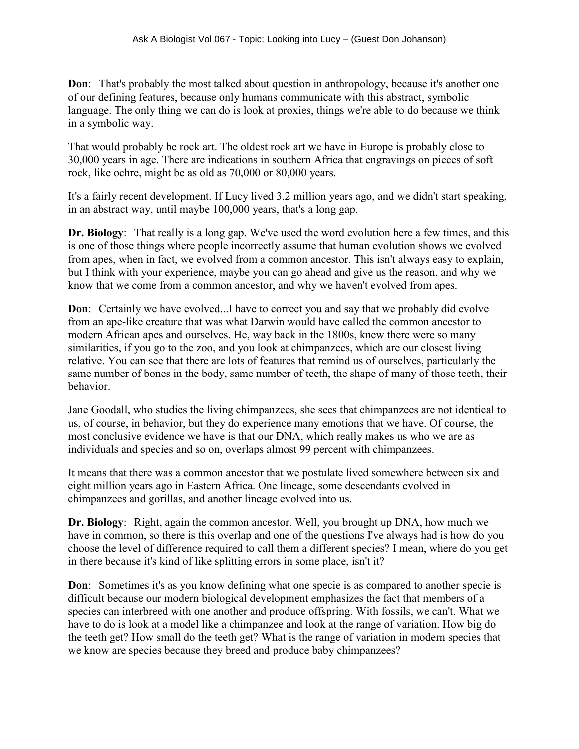**Don**: That's probably the most talked about question in anthropology, because it's another one of our defining features, because only humans communicate with this abstract, symbolic language. The only thing we can do is look at proxies, things we're able to do because we think in a symbolic way.

That would probably be rock art. The oldest rock art we have in Europe is probably close to 30,000 years in age. There are indications in southern Africa that engravings on pieces of soft rock, like ochre, might be as old as 70,000 or 80,000 years.

It's a fairly recent development. If Lucy lived 3.2 million years ago, and we didn't start speaking, in an abstract way, until maybe 100,000 years, that's a long gap.

**Dr. Biology**: That really is a long gap. We've used the word evolution here a few times, and this is one of those things where people incorrectly assume that human evolution shows we evolved from apes, when in fact, we evolved from a common ancestor. This isn't always easy to explain, but I think with your experience, maybe you can go ahead and give us the reason, and why we know that we come from a common ancestor, and why we haven't evolved from apes.

**Don**: Certainly we have evolved...I have to correct you and say that we probably did evolve from an ape-like creature that was what Darwin would have called the common ancestor to modern African apes and ourselves. He, way back in the 1800s, knew there were so many similarities, if you go to the zoo, and you look at chimpanzees, which are our closest living relative. You can see that there are lots of features that remind us of ourselves, particularly the same number of bones in the body, same number of teeth, the shape of many of those teeth, their behavior.

Jane Goodall, who studies the living chimpanzees, she sees that chimpanzees are not identical to us, of course, in behavior, but they do experience many emotions that we have. Of course, the most conclusive evidence we have is that our DNA, which really makes us who we are as individuals and species and so on, overlaps almost 99 percent with chimpanzees.

It means that there was a common ancestor that we postulate lived somewhere between six and eight million years ago in Eastern Africa. One lineage, some descendants evolved in chimpanzees and gorillas, and another lineage evolved into us.

**Dr. Biology**: Right, again the common ancestor. Well, you brought up DNA, how much we have in common, so there is this overlap and one of the questions I've always had is how do you choose the level of difference required to call them a different species? I mean, where do you get in there because it's kind of like splitting errors in some place, isn't it?

**Don**: Sometimes it's as you know defining what one specie is as compared to another specie is difficult because our modern biological development emphasizes the fact that members of a species can interbreed with one another and produce offspring. With fossils, we can't. What we have to do is look at a model like a chimpanzee and look at the range of variation. How big do the teeth get? How small do the teeth get? What is the range of variation in modern species that we know are species because they breed and produce baby chimpanzees?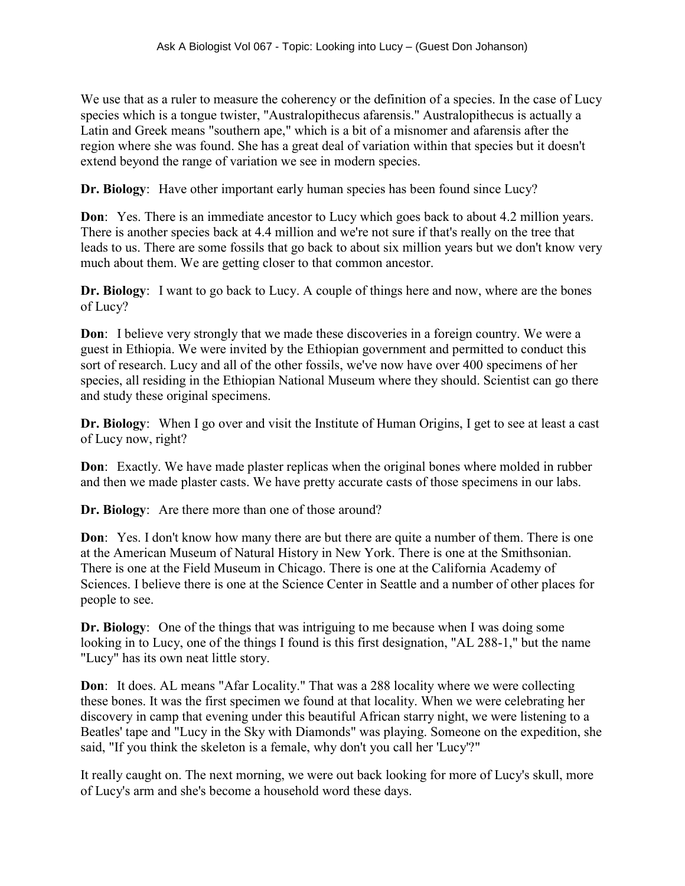We use that as a ruler to measure the coherency or the definition of a species. In the case of Lucy species which is a tongue twister, "Australopithecus afarensis." Australopithecus is actually a Latin and Greek means "southern ape," which is a bit of a misnomer and afarensis after the region where she was found. She has a great deal of variation within that species but it doesn't extend beyond the range of variation we see in modern species.

**Dr. Biology**: Have other important early human species has been found since Lucy?

**Don**: Yes. There is an immediate ancestor to Lucy which goes back to about 4.2 million years. There is another species back at 4.4 million and we're not sure if that's really on the tree that leads to us. There are some fossils that go back to about six million years but we don't know very much about them. We are getting closer to that common ancestor.

**Dr. Biology**: I want to go back to Lucy. A couple of things here and now, where are the bones of Lucy?

**Don**: I believe very strongly that we made these discoveries in a foreign country. We were a guest in Ethiopia. We were invited by the Ethiopian government and permitted to conduct this sort of research. Lucy and all of the other fossils, we've now have over 400 specimens of her species, all residing in the Ethiopian National Museum where they should. Scientist can go there and study these original specimens.

**Dr. Biology**: When I go over and visit the Institute of Human Origins, I get to see at least a cast of Lucy now, right?

**Don**: Exactly. We have made plaster replicas when the original bones where molded in rubber and then we made plaster casts. We have pretty accurate casts of those specimens in our labs.

**Dr. Biology**: Are there more than one of those around?

**Don**: Yes. I don't know how many there are but there are quite a number of them. There is one at the American Museum of Natural History in New York. There is one at the Smithsonian. There is one at the Field Museum in Chicago. There is one at the California Academy of Sciences. I believe there is one at the Science Center in Seattle and a number of other places for people to see.

**Dr. Biology**: One of the things that was intriguing to me because when I was doing some looking in to Lucy, one of the things I found is this first designation, "AL 288-1," but the name "Lucy" has its own neat little story.

**Don**: It does. AL means "Afar Locality." That was a 288 locality where we were collecting these bones. It was the first specimen we found at that locality. When we were celebrating her discovery in camp that evening under this beautiful African starry night, we were listening to a Beatles' tape and "Lucy in the Sky with Diamonds" was playing. Someone on the expedition, she said, "If you think the skeleton is a female, why don't you call her 'Lucy'?"

It really caught on. The next morning, we were out back looking for more of Lucy's skull, more of Lucy's arm and she's become a household word these days.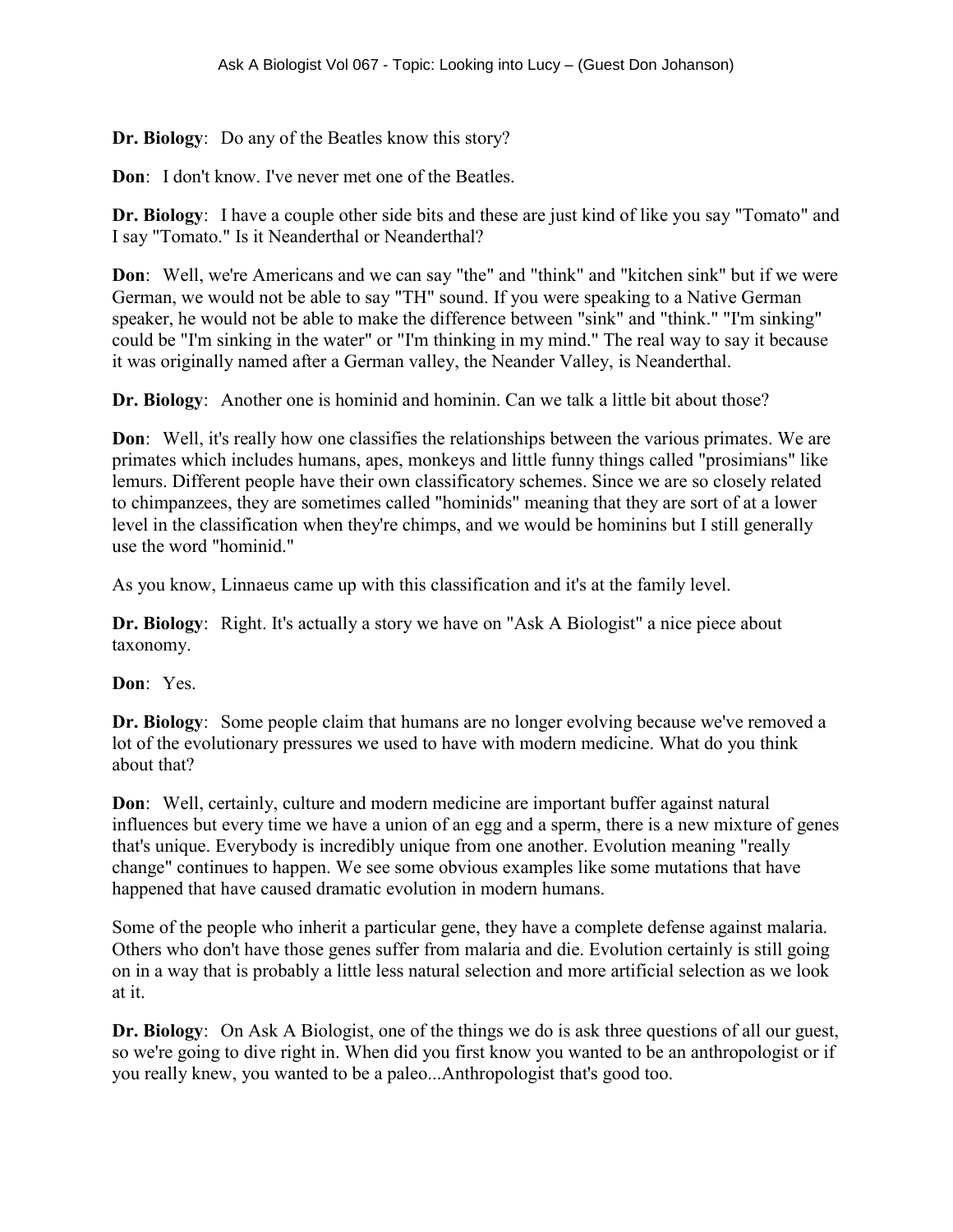**Dr. Biology**: Do any of the Beatles know this story?

**Don**: I don't know. I've never met one of the Beatles.

**Dr. Biology**: I have a couple other side bits and these are just kind of like you say "Tomato" and I say "Tomato." Is it Neanderthal or Neanderthal?

**Don**: Well, we're Americans and we can say "the" and "think" and "kitchen sink" but if we were German, we would not be able to say "TH" sound. If you were speaking to a Native German speaker, he would not be able to make the difference between "sink" and "think." "I'm sinking" could be "I'm sinking in the water" or "I'm thinking in my mind." The real way to say it because it was originally named after a German valley, the Neander Valley, is Neanderthal.

**Dr. Biology**: Another one is hominid and hominin. Can we talk a little bit about those?

**Don**: Well, it's really how one classifies the relationships between the various primates. We are primates which includes humans, apes, monkeys and little funny things called "prosimians" like lemurs. Different people have their own classificatory schemes. Since we are so closely related to chimpanzees, they are sometimes called "hominids" meaning that they are sort of at a lower level in the classification when they're chimps, and we would be hominins but I still generally use the word "hominid."

As you know, Linnaeus came up with this classification and it's at the family level.

**Dr. Biology**: Right. It's actually a story we have on "Ask A Biologist" a nice piece about taxonomy.

**Don**: Yes.

**Dr. Biology**: Some people claim that humans are no longer evolving because we've removed a lot of the evolutionary pressures we used to have with modern medicine. What do you think about that?

**Don**: Well, certainly, culture and modern medicine are important buffer against natural influences but every time we have a union of an egg and a sperm, there is a new mixture of genes that's unique. Everybody is incredibly unique from one another. Evolution meaning "really change" continues to happen. We see some obvious examples like some mutations that have happened that have caused dramatic evolution in modern humans.

Some of the people who inherit a particular gene, they have a complete defense against malaria. Others who don't have those genes suffer from malaria and die. Evolution certainly is still going on in a way that is probably a little less natural selection and more artificial selection as we look at it.

**Dr. Biology**: On Ask A Biologist, one of the things we do is ask three questions of all our guest, so we're going to dive right in. When did you first know you wanted to be an anthropologist or if you really knew, you wanted to be a paleo...Anthropologist that's good too.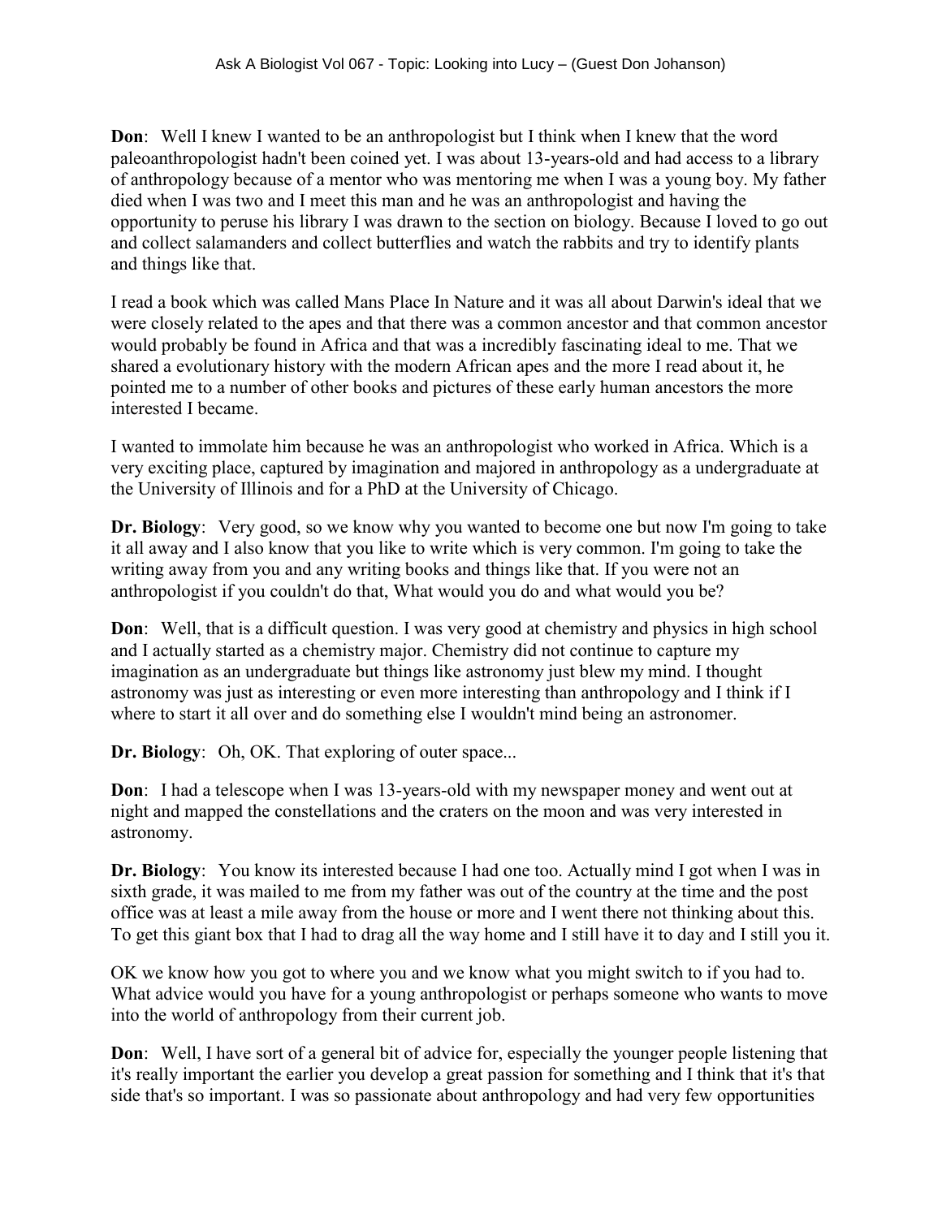**Don**: Well I knew I wanted to be an anthropologist but I think when I knew that the word paleoanthropologist hadn't been coined yet. I was about 13-years-old and had access to a library of anthropology because of a mentor who was mentoring me when I was a young boy. My father died when I was two and I meet this man and he was an anthropologist and having the opportunity to peruse his library I was drawn to the section on biology. Because I loved to go out and collect salamanders and collect butterflies and watch the rabbits and try to identify plants and things like that.

I read a book which was called Mans Place In Nature and it was all about Darwin's ideal that we were closely related to the apes and that there was a common ancestor and that common ancestor would probably be found in Africa and that was a incredibly fascinating ideal to me. That we shared a evolutionary history with the modern African apes and the more I read about it, he pointed me to a number of other books and pictures of these early human ancestors the more interested I became.

I wanted to immolate him because he was an anthropologist who worked in Africa. Which is a very exciting place, captured by imagination and majored in anthropology as a undergraduate at the University of Illinois and for a PhD at the University of Chicago.

**Dr. Biology**: Very good, so we know why you wanted to become one but now I'm going to take it all away and I also know that you like to write which is very common. I'm going to take the writing away from you and any writing books and things like that. If you were not an anthropologist if you couldn't do that, What would you do and what would you be?

**Don**: Well, that is a difficult question. I was very good at chemistry and physics in high school and I actually started as a chemistry major. Chemistry did not continue to capture my imagination as an undergraduate but things like astronomy just blew my mind. I thought astronomy was just as interesting or even more interesting than anthropology and I think if I where to start it all over and do something else I wouldn't mind being an astronomer.

**Dr. Biology**: Oh, OK. That exploring of outer space...

**Don**: I had a telescope when I was 13-years-old with my newspaper money and went out at night and mapped the constellations and the craters on the moon and was very interested in astronomy.

**Dr. Biology**: You know its interested because I had one too. Actually mind I got when I was in sixth grade, it was mailed to me from my father was out of the country at the time and the post office was at least a mile away from the house or more and I went there not thinking about this. To get this giant box that I had to drag all the way home and I still have it to day and I still you it.

OK we know how you got to where you and we know what you might switch to if you had to. What advice would you have for a young anthropologist or perhaps someone who wants to move into the world of anthropology from their current job.

**Don**: Well, I have sort of a general bit of advice for, especially the younger people listening that it's really important the earlier you develop a great passion for something and I think that it's that side that's so important. I was so passionate about anthropology and had very few opportunities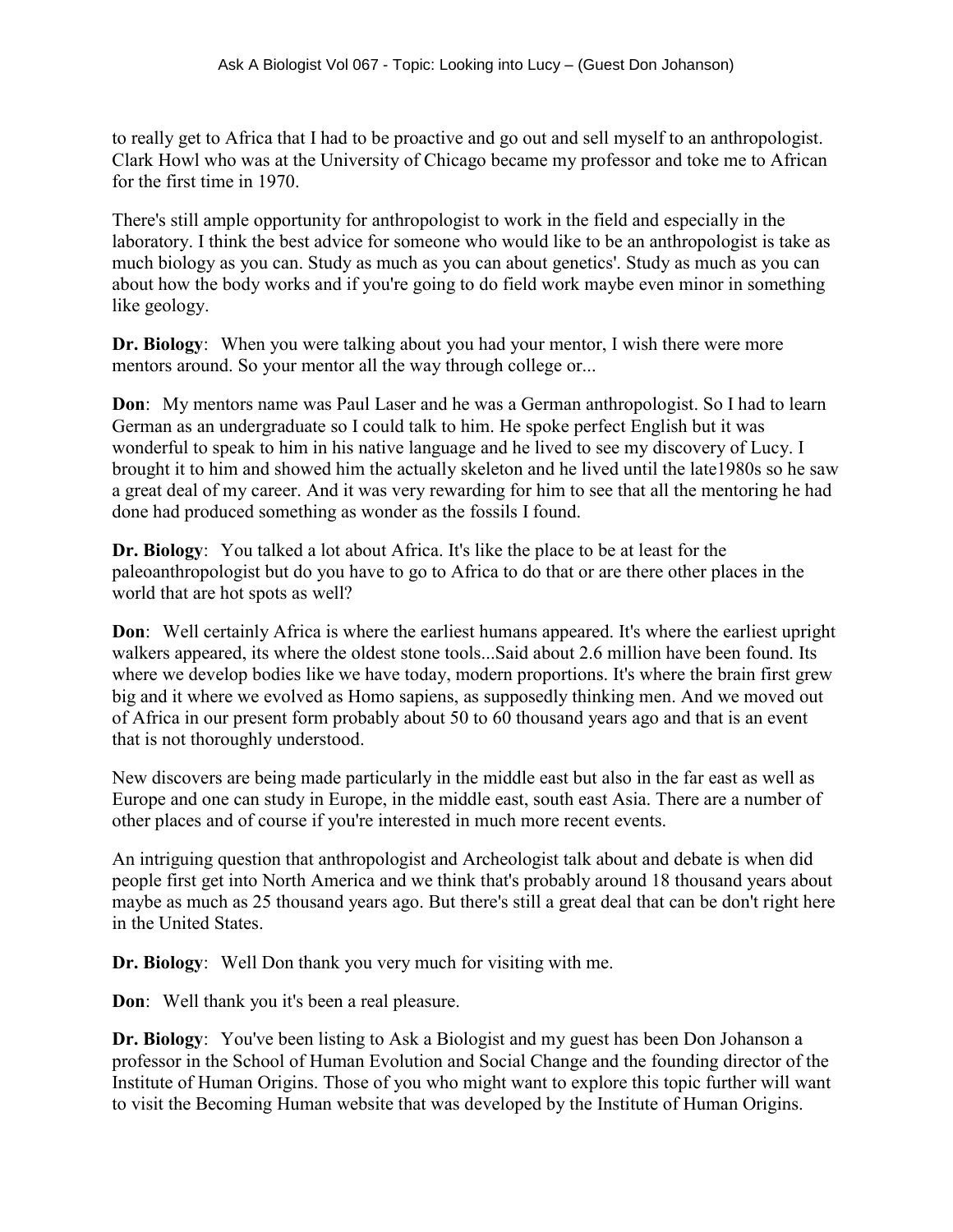to really get to Africa that I had to be proactive and go out and sell myself to an anthropologist. Clark Howl who was at the University of Chicago became my professor and toke me to African for the first time in 1970.

There's still ample opportunity for anthropologist to work in the field and especially in the laboratory. I think the best advice for someone who would like to be an anthropologist is take as much biology as you can. Study as much as you can about genetics'. Study as much as you can about how the body works and if you're going to do field work maybe even minor in something like geology.

**Dr. Biology**: When you were talking about you had your mentor, I wish there were more mentors around. So your mentor all the way through college or...

**Don**: My mentors name was Paul Laser and he was a German anthropologist. So I had to learn German as an undergraduate so I could talk to him. He spoke perfect English but it was wonderful to speak to him in his native language and he lived to see my discovery of Lucy. I brought it to him and showed him the actually skeleton and he lived until the late1980s so he saw a great deal of my career. And it was very rewarding for him to see that all the mentoring he had done had produced something as wonder as the fossils I found.

**Dr. Biology**: You talked a lot about Africa. It's like the place to be at least for the paleoanthropologist but do you have to go to Africa to do that or are there other places in the world that are hot spots as well?

**Don**: Well certainly Africa is where the earliest humans appeared. It's where the earliest upright walkers appeared, its where the oldest stone tools...Said about 2.6 million have been found. Its where we develop bodies like we have today, modern proportions. It's where the brain first grew big and it where we evolved as Homo sapiens, as supposedly thinking men. And we moved out of Africa in our present form probably about 50 to 60 thousand years ago and that is an event that is not thoroughly understood.

New discovers are being made particularly in the middle east but also in the far east as well as Europe and one can study in Europe, in the middle east, south east Asia. There are a number of other places and of course if you're interested in much more recent events.

An intriguing question that anthropologist and Archeologist talk about and debate is when did people first get into North America and we think that's probably around 18 thousand years about maybe as much as 25 thousand years ago. But there's still a great deal that can be don't right here in the United States.

**Dr. Biology**: Well Don thank you very much for visiting with me.

**Don**: Well thank you it's been a real pleasure.

**Dr. Biology**: You've been listing to Ask a Biologist and my guest has been Don Johanson a professor in the School of Human Evolution and Social Change and the founding director of the Institute of Human Origins. Those of you who might want to explore this topic further will want to visit the Becoming Human website that was developed by the Institute of Human Origins.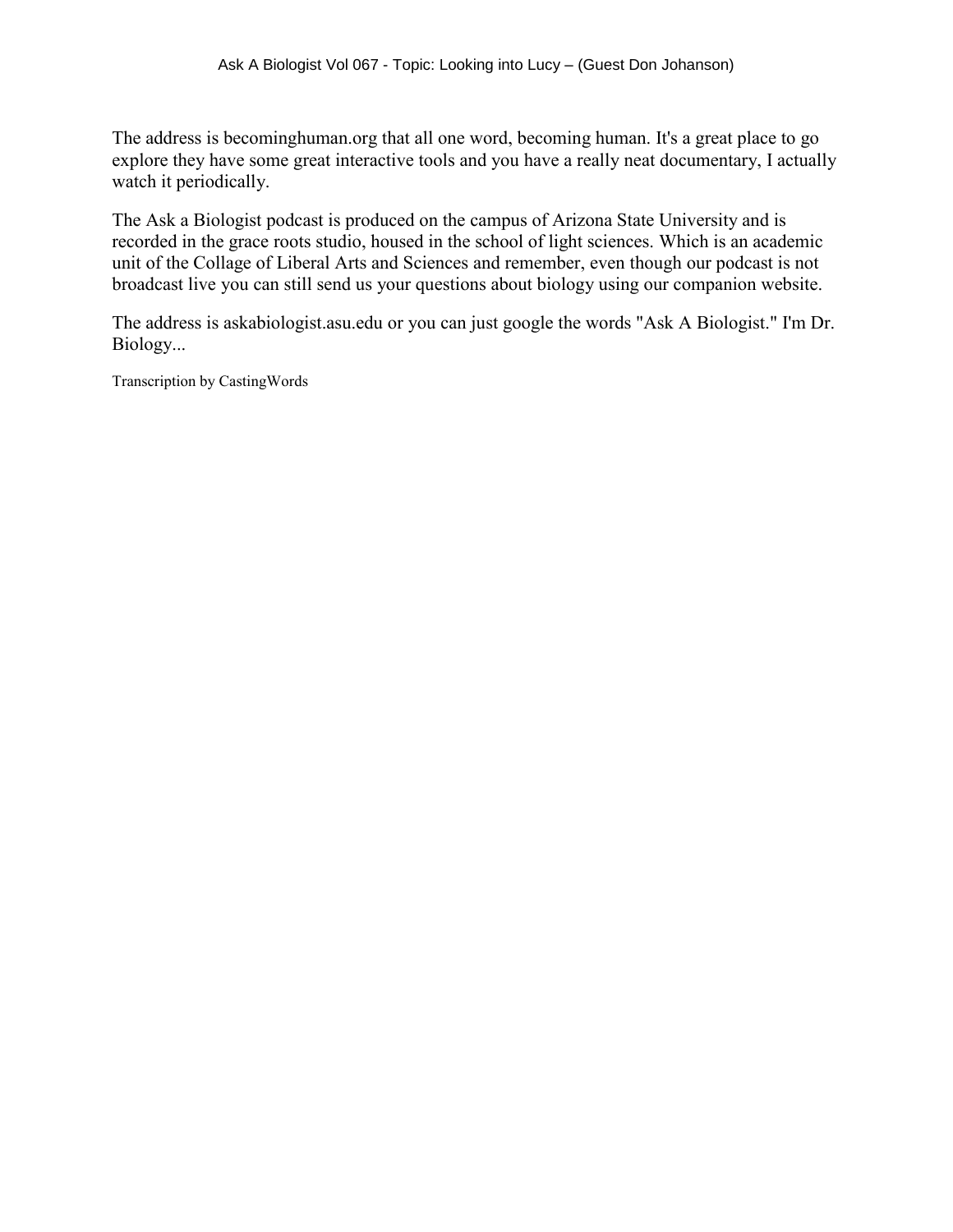The address is becominghuman.org that all one word, becoming human. It's a great place to go explore they have some great interactive tools and you have a really neat documentary, I actually watch it periodically.

The Ask a Biologist podcast is produced on the campus of Arizona State University and is recorded in the grace roots studio, housed in the school of light sciences. Which is an academic unit of the Collage of Liberal Arts and Sciences and remember, even though our podcast is not broadcast live you can still send us your questions about biology using our companion website.

The address is askabiologist.asu.edu or you can just google the words "Ask A Biologist." I'm Dr. Biology...

Transcription by CastingWords